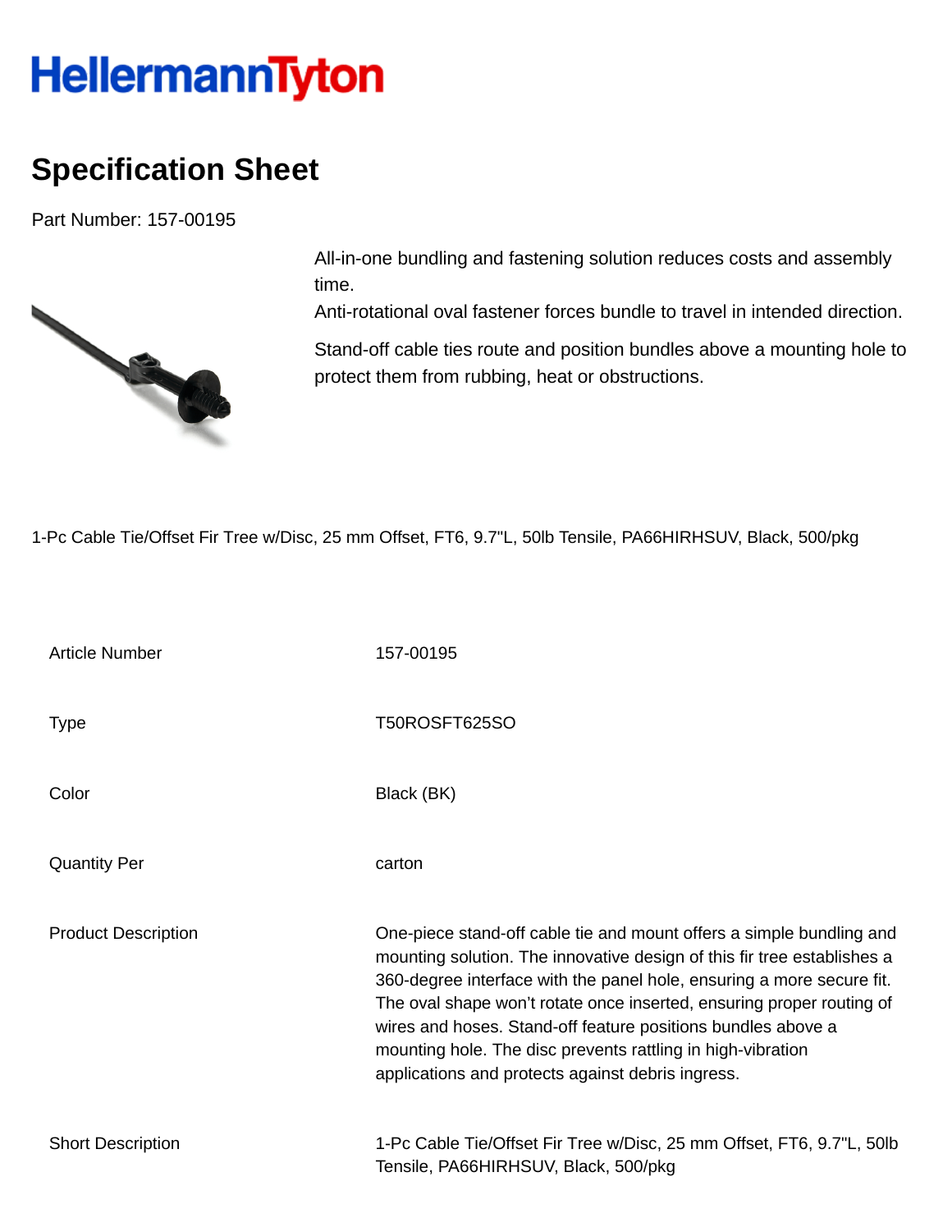# HellermannTyton

## Specification Sheet

Part Number: 157-00195

All-in-one bundling and fastening solution reduces costs and assembly time.
Anti-rotational oval fastener forces bundle to travel in intended direction.

Stand-off cable ties route and position bundles above a mounting hole to protect them from rubbing, heat or obstructions.

1-Pc Cable Tie/Offset Fir Tree w/Disc, 25 mm Offset, FT6, 9.7"L, 50lb Tensile, PA66HIRHSUV, Black, 500/pkg

| | |
|---|---|
| Article Number | 157-00195 |
| Type | T50ROSFT625SO |
| Color | Black (BK) |
| Quantity Per | carton |
| Product Description | One-piece stand-off cable tie and mount offers a simple bundling and mounting solution. The innovative design of this fir tree establishes a 360-degree interface with the panel hole, ensuring a more secure fit. The oval shape won't rotate once inserted, ensuring proper routing of wires and hoses. Stand-off feature positions bundles above a mounting hole. The disc prevents rattling in high-vibration applications and protects against debris ingress. |
| Short Description | 1-Pc Cable Tie/Offset Fir Tree w/Disc, 25 mm Offset, FT6, 9.7"L, 50lb Tensile, PA66HIRHSUV, Black, 500/pkg |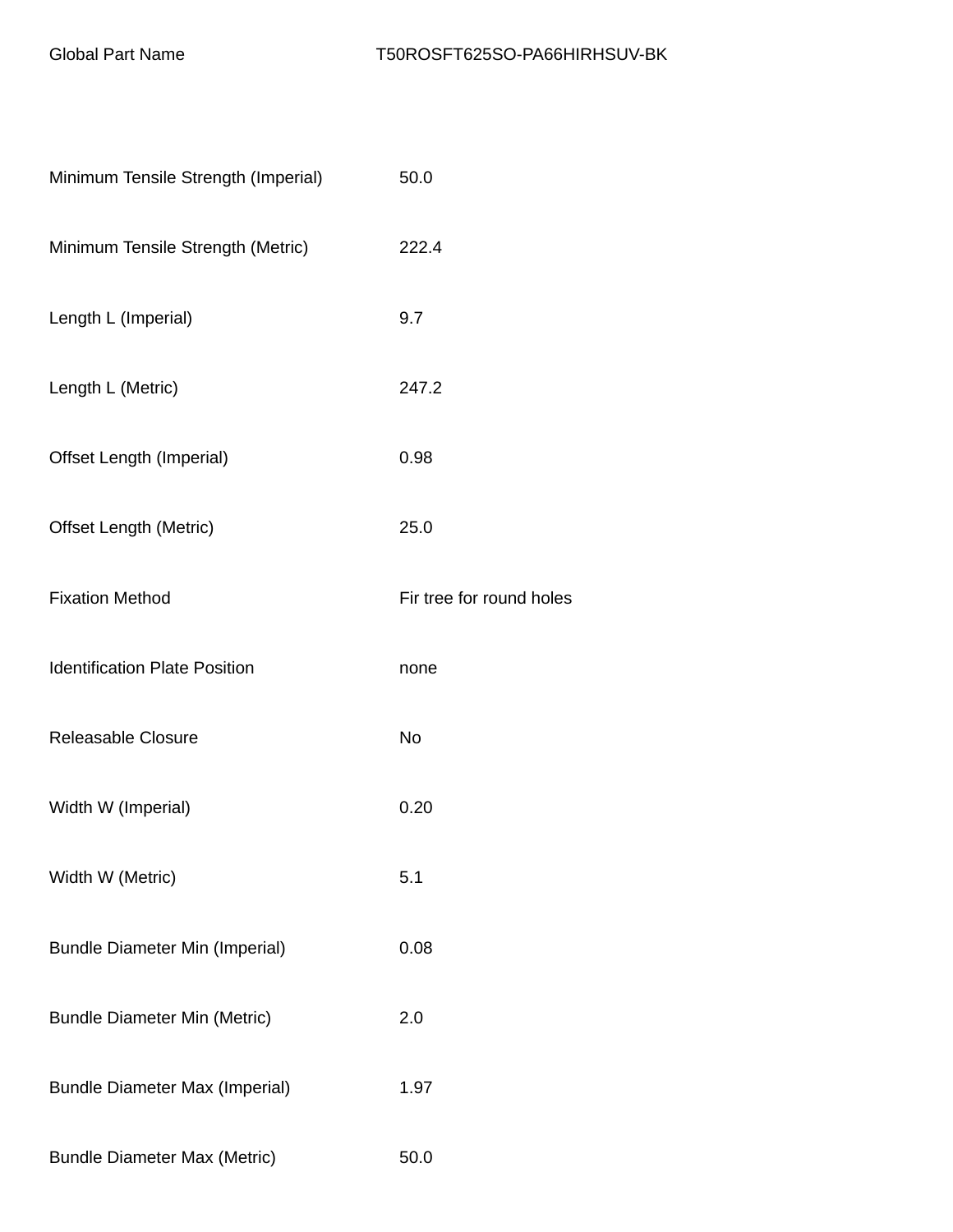| Global Part Name | T50ROSFT625SO-PA66HIRHSUV-BK |
| --- | --- |
| Minimum Tensile Strength (Imperial) | 50.0 |
| Minimum Tensile Strength (Metric) | 222.4 |
| Length L (Imperial) | 9.7 |
| Length L (Metric) | 247.2 |
| Offset Length (Imperial) | 0.98 |
| Offset Length (Metric) | 25.0 |
| Fixation Method | Fir tree for round holes |
| Identification Plate Position | none |
| Releasable Closure | No |
| Width W (Imperial) | 0.20 |
| Width W (Metric) | 5.1 |
| Bundle Diameter Min (Imperial) | 0.08 |
| Bundle Diameter Min (Metric) | 2.0 |
| Bundle Diameter Max (Imperial) | 1.97 |
| Bundle Diameter Max (Metric) | 50.0 |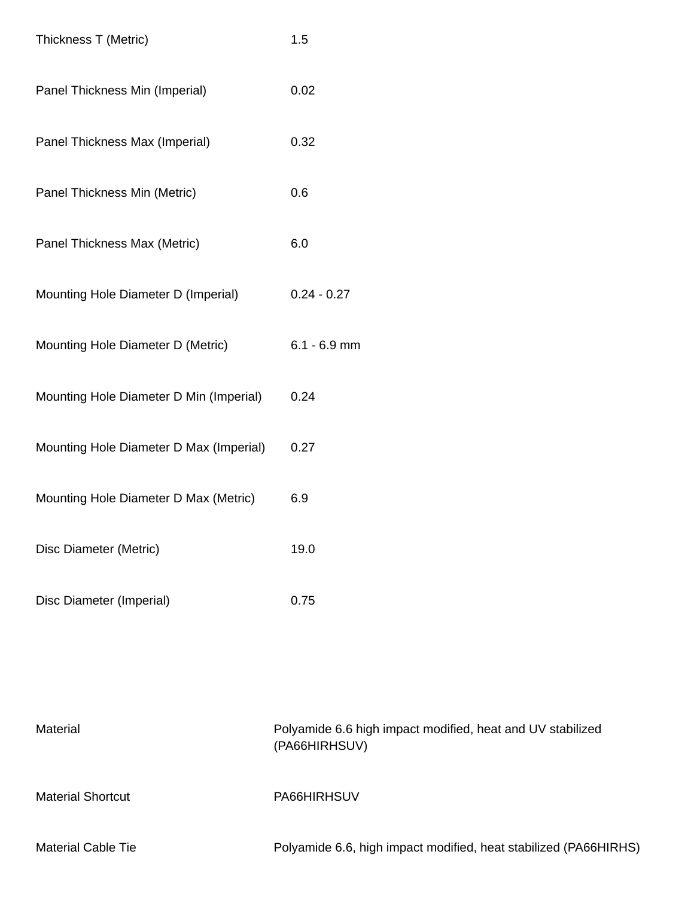| | |
|---|---|
| Thickness T (Metric) | 1.5 |
| Panel Thickness Min (Imperial) | 0.02 |
| Panel Thickness Max (Imperial) | 0.32 |
| Panel Thickness Min (Metric) | 0.6 |
| Panel Thickness Max (Metric) | 6.0 |
| Mounting Hole Diameter D (Imperial) | 0.24 - 0.27 |
| Mounting Hole Diameter D (Metric) | 6.1 - 6.9 mm |
| Mounting Hole Diameter D Min (Imperial) | 0.24 |
| Mounting Hole Diameter D Max (Imperial) | 0.27 |
| Mounting Hole Diameter D Max (Metric) | 6.9 |
| Disc Diameter (Metric) | 19.0 |
| Disc Diameter (Imperial) | 0.75 |

| | |
|---|---|
| Material | Polyamide 6.6 high impact modified, heat and UV stabilized (PA66HIRHSUV) |
| Material Shortcut | PA66HIRHSUV |
| Material Cable Tie | Polyamide 6.6, high impact modified, heat stabilized (PA66HIRHS) |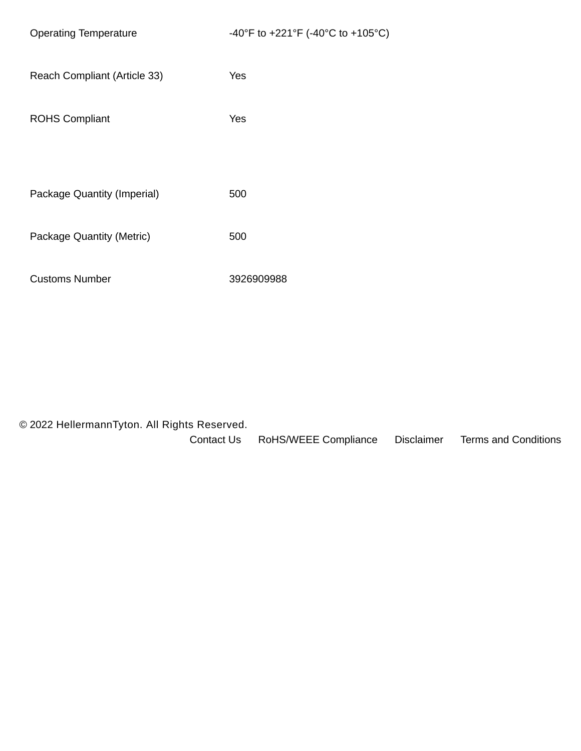| | |
|---|---|
| Operating Temperature | -40°F to +221°F (-40°C to +105°C) |
| Reach Compliant (Article 33) | Yes |
| ROHS Compliant | Yes |

| | |
|---|---|
| Package Quantity (Imperial) | 500 |
| Package Quantity (Metric) | 500 |
| Customs Number | 3926909988 |

© 2022 HellermannTyton. All Rights Reserved.

Contact Us RoHS/WEEE Compliance Disclaimer Terms and Conditions